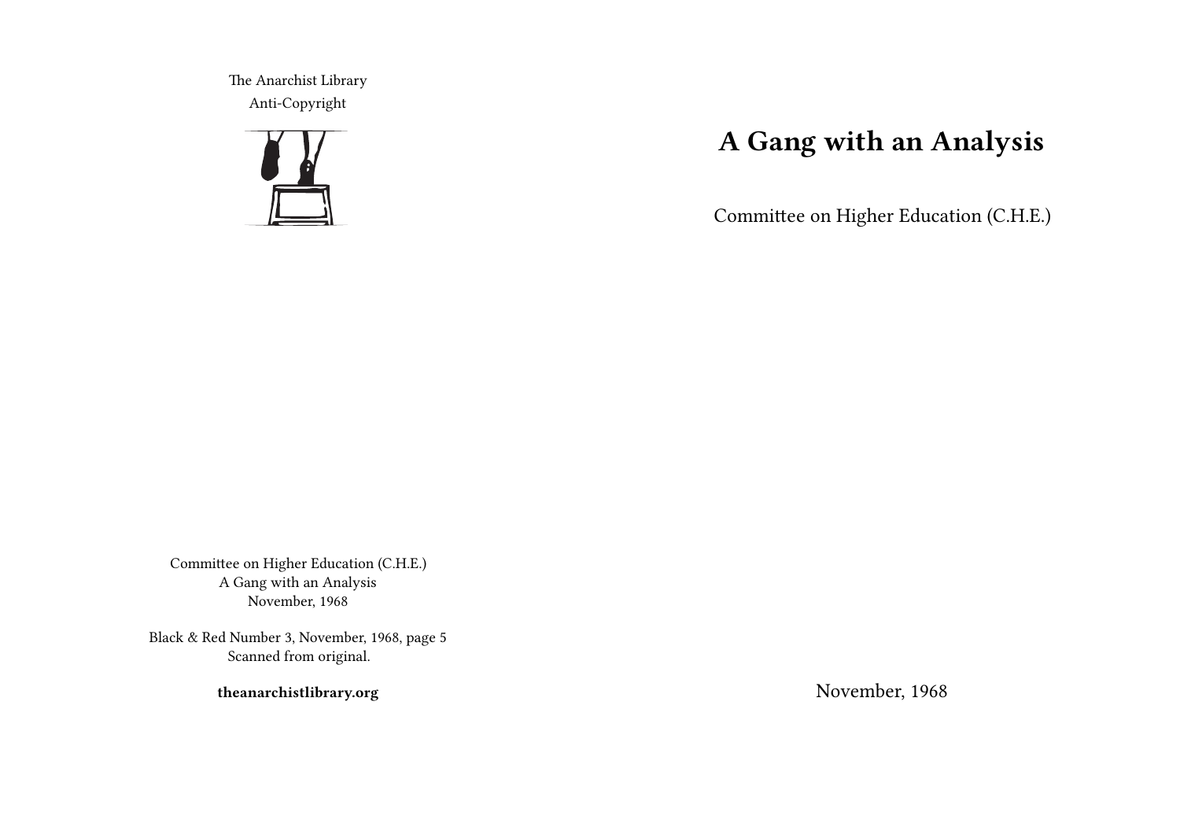The Anarchist Library
Anti-Copyright

# A Gang with an Analysis

Committee on Higher Education (C.H.E.)

November, 1968

Committee on Higher Education (C.H.E.)
A Gang with an Analysis
November, 1968

Black & Red Number 3, November, 1968, page 5
Scanned from original.

**theanarchistlibrary.org**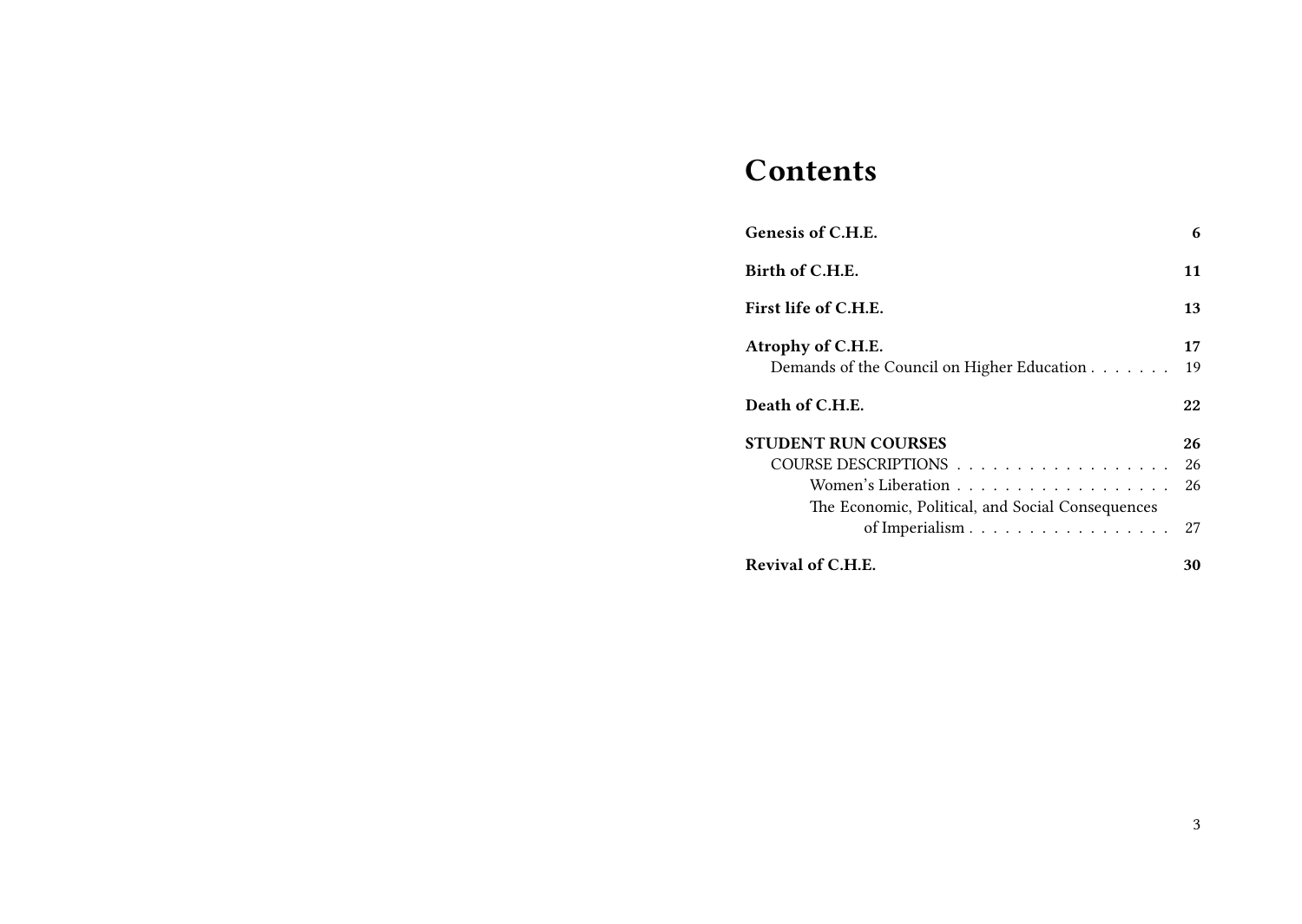# Contents

**Genesis of C.H.E.** 6

**Birth of C.H.E.** 11

**First life of C.H.E.** 13

**Atrophy of C.H.E.** 17
- Demands of the Council on Higher Education 19

**Death of C.H.E.** 22

**STUDENT RUN COURSES** 26
- COURSE DESCRIPTIONS 26
  - Women's Liberation 26
  - The Economic, Political, and Social Consequences of Imperialism 27

**Revival of C.H.E.** 30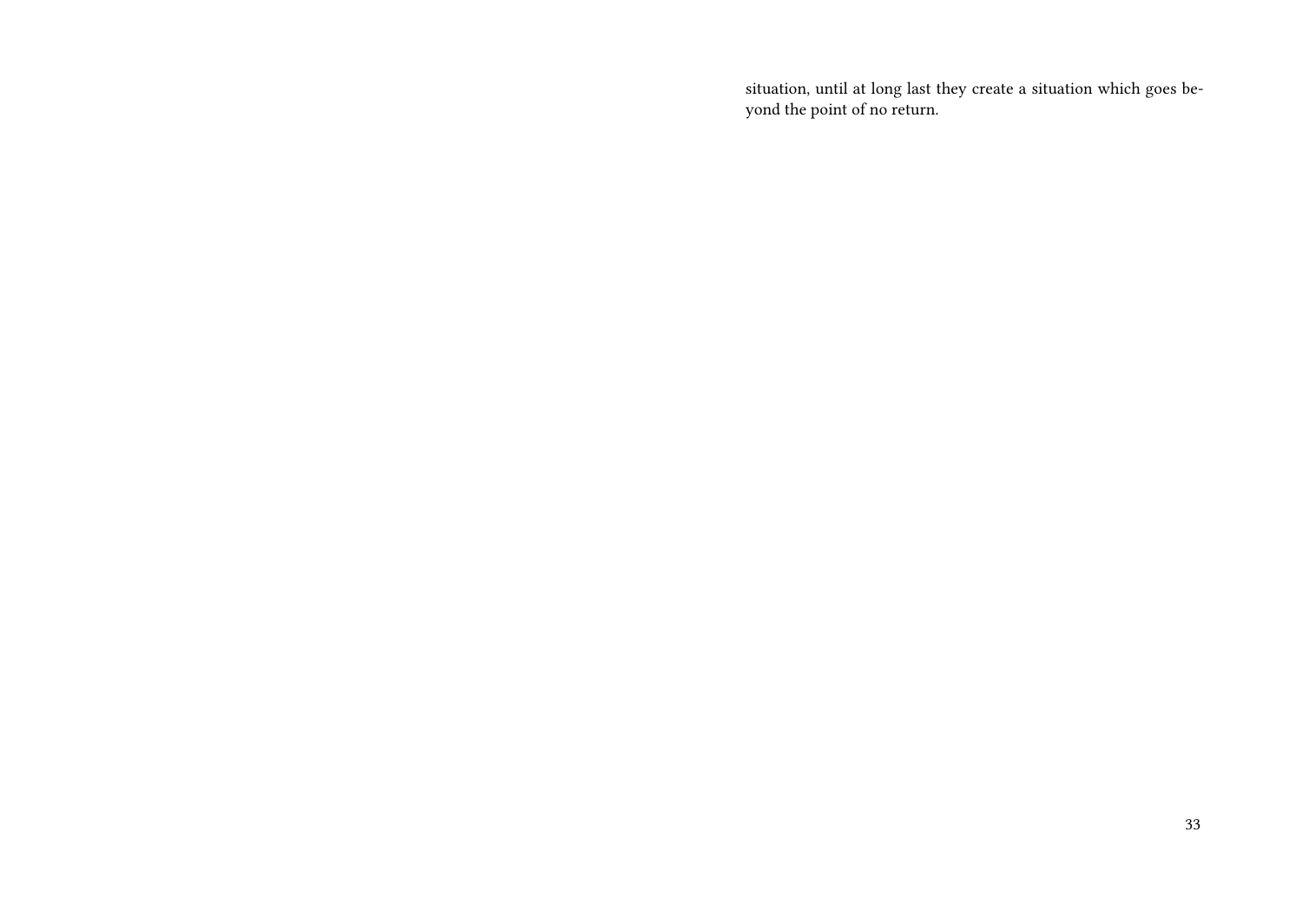situation, until at long last they create a situation which goes beyond the point of no return.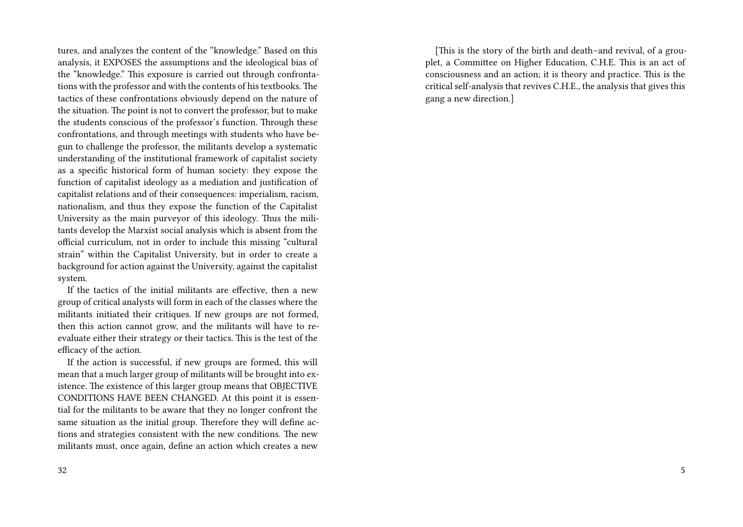tures, and analyzes the content of the "knowledge." Based on this analysis, it EXPOSES the assumptions and the ideological bias of the "knowledge." This exposure is carried out through confrontations with the professor and with the contents of his textbooks. The tactics of these confrontations obviously depend on the nature of the situation. The point is not to convert the professor, but to make the students conscious of the professor's function. Through these confrontations, and through meetings with students who have begun to challenge the professor, the militants develop a systematic understanding of the institutional framework of capitalist society as a specific historical form of human society: they expose the function of capitalist ideology as a mediation and justification of capitalist relations and of their consequences: imperialism, racism, nationalism, and thus they expose the function of the Capitalist University as the main purveyor of this ideology. Thus the militants develop the Marxist social analysis which is absent from the official curriculum, not in order to include this missing "cultural strain" within the Capitalist University, but in order to create a background for action against the University, against the capitalist system.

If the tactics of the initial militants are effective, then a new group of critical analysts will form in each of the classes where the militants initiated their critiques. If new groups are not formed, then this action cannot grow, and the militants will have to re-evaluate either their strategy or their tactics. This is the test of the efficacy of the action.

If the action is successful, if new groups are formed, this will mean that a much larger group of militants will be brought into existence. The existence of this larger group means that OBJECTIVE CONDITIONS HAVE BEEN CHANGED. At this point it is essential for the militants to be aware that they no longer confront the same situation as the initial group. Therefore they will define actions and strategies consistent with the new conditions. The new militants must, once again, define an action which creates a new

[This is the story of the birth and death–and revival, of a grouplet, a Committee on Higher Education, C.H.E. This is an act of consciousness and an action; it is theory and practice. This is the critical self-analysis that revives C.H.E., the analysis that gives this gang a new direction.]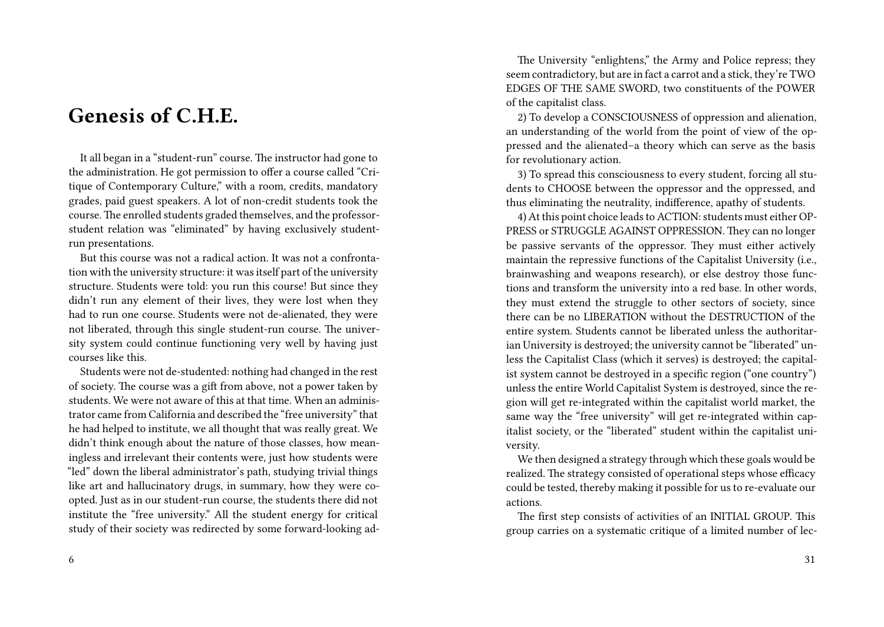# Genesis of C.H.E.

It all began in a "student-run" course. The instructor had gone to the administration. He got permission to offer a course called "Critique of Contemporary Culture," with a room, credits, mandatory grades, paid guest speakers. A lot of non-credit students took the course. The enrolled students graded themselves, and the professor-student relation was "eliminated" by having exclusively student-run presentations.

But this course was not a radical action. It was not a confrontation with the university structure: it was itself part of the university structure. Students were told: you run this course! But since they didn't run any element of their lives, they were lost when they had to run one course. Students were not de-alienated, they were not liberated, through this single student-run course. The university system could continue functioning very well by having just courses like this.

Students were not de-studented: nothing had changed in the rest of society. The course was a gift from above, not a power taken by students. We were not aware of this at that time. When an administrator came from California and described the "free university" that he had helped to institute, we all thought that was really great. We didn't think enough about the nature of those classes, how meaningless and irrelevant their contents were, just how students were "led" down the liberal administrator's path, studying trivial things like art and hallucinatory drugs, in summary, how they were co-opted. Just as in our student-run course, the students there did not institute the "free university." All the student energy for critical study of their society was redirected by some forward-looking ad-

The University "enlightens," the Army and Police repress; they seem contradictory, but are in fact a carrot and a stick, they're TWO EDGES OF THE SAME SWORD, two constituents of the POWER of the capitalist class.

2) To develop a CONSCIOUSNESS of oppression and alienation, an understanding of the world from the point of view of the oppressed and the alienated–a theory which can serve as the basis for revolutionary action.

3) To spread this consciousness to every student, forcing all students to CHOOSE between the oppressor and the oppressed, and thus eliminating the neutrality, indifference, apathy of students.

4) At this point choice leads to ACTION: students must either OPPRESS or STRUGGLE AGAINST OPPRESSION. They can no longer be passive servants of the oppressor. They must either actively maintain the repressive functions of the Capitalist University (i.e., brainwashing and weapons research), or else destroy those functions and transform the university into a red base. In other words, they must extend the struggle to other sectors of society, since there can be no LIBERATION without the DESTRUCTION of the entire system. Students cannot be liberated unless the authoritarian University is destroyed; the university cannot be "liberated" unless the Capitalist Class (which it serves) is destroyed; the capitalist system cannot be destroyed in a specific region ("one country") unless the entire World Capitalist System is destroyed, since the region will get re-integrated within the capitalist world market, the same way the "free university" will get re-integrated within capitalist society, or the "liberated" student within the capitalist university.

We then designed a strategy through which these goals would be realized. The strategy consisted of operational steps whose efficacy could be tested, thereby making it possible for us to re-evaluate our actions.

The first step consists of activities of an INITIAL GROUP. This group carries on a systematic critique of a limited number of lec-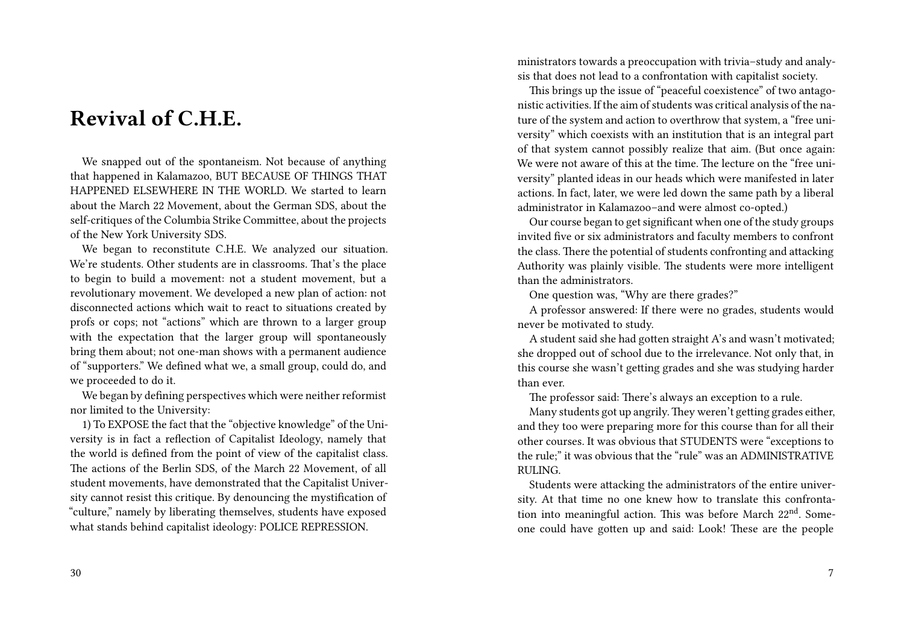# Revival of C.H.E.

We snapped out of the spontaneism. Not because of anything that happened in Kalamazoo, BUT BECAUSE OF THINGS THAT HAPPENED ELSEWHERE IN THE WORLD. We started to learn about the March 22 Movement, about the German SDS, about the self-critiques of the Columbia Strike Committee, about the projects of the New York University SDS.

We began to reconstitute C.H.E. We analyzed our situation. We're students. Other students are in classrooms. That's the place to begin to build a movement: not a student movement, but a revolutionary movement. We developed a new plan of action: not disconnected actions which wait to react to situations created by profs or cops; not "actions" which are thrown to a larger group with the expectation that the larger group will spontaneously bring them about; not one-man shows with a permanent audience of "supporters." We defined what we, a small group, could do, and we proceeded to do it.

We began by defining perspectives which were neither reformist nor limited to the University:

1) To EXPOSE the fact that the "objective knowledge" of the University is in fact a reflection of Capitalist Ideology, namely that the world is defined from the point of view of the capitalist class. The actions of the Berlin SDS, of the March 22 Movement, of all student movements, have demonstrated that the Capitalist University cannot resist this critique. By denouncing the mystification of "culture," namely by liberating themselves, students have exposed what stands behind capitalist ideology: POLICE REPRESSION.

ministrators towards a preoccupation with trivia–study and analysis that does not lead to a confrontation with capitalist society.

This brings up the issue of "peaceful coexistence" of two antagonistic activities. If the aim of students was critical analysis of the nature of the system and action to overthrow that system, a "free university" which coexists with an institution that is an integral part of that system cannot possibly realize that aim. (But once again: We were not aware of this at the time. The lecture on the "free university" planted ideas in our heads which were manifested in later actions. In fact, later, we were led down the same path by a liberal administrator in Kalamazoo–and were almost co-opted.)

Our course began to get significant when one of the study groups invited five or six administrators and faculty members to confront the class. There the potential of students confronting and attacking Authority was plainly visible. The students were more intelligent than the administrators.

One question was, "Why are there grades?"

A professor answered: If there were no grades, students would never be motivated to study.

A student said she had gotten straight A's and wasn't motivated; she dropped out of school due to the irrelevance. Not only that, in this course she wasn't getting grades and she was studying harder than ever.

The professor said: There's always an exception to a rule.

Many students got up angrily. They weren't getting grades either, and they too were preparing more for this course than for all their other courses. It was obvious that STUDENTS were "exceptions to the rule;" it was obvious that the "rule" was an ADMINISTRATIVE RULING.

Students were attacking the administrators of the entire university. At that time no one knew how to translate this confrontation into meaningful action. This was before March 22nd. Someone could have gotten up and said: Look! These are the people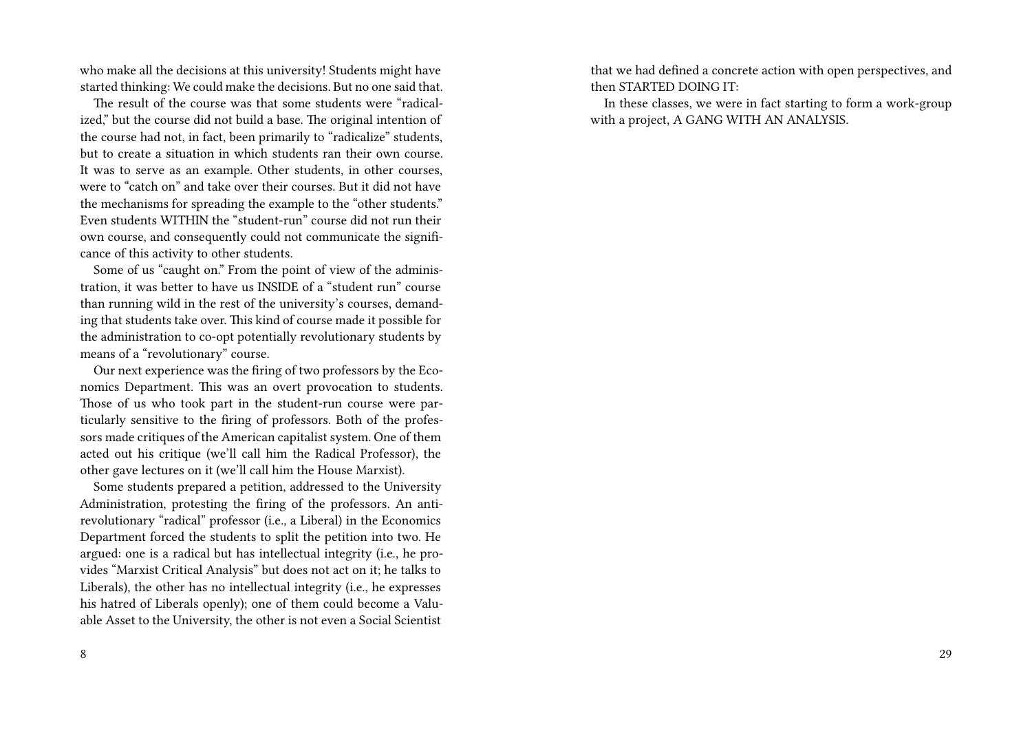who make all the decisions at this university! Students might have started thinking: We could make the decisions. But no one said that.

The result of the course was that some students were "radicalized," but the course did not build a base. The original intention of the course had not, in fact, been primarily to "radicalize" students, but to create a situation in which students ran their own course. It was to serve as an example. Other students, in other courses, were to "catch on" and take over their courses. But it did not have the mechanisms for spreading the example to the "other students." Even students WITHIN the "student-run" course did not run their own course, and consequently could not communicate the significance of this activity to other students.

Some of us "caught on." From the point of view of the administration, it was better to have us INSIDE of a "student run" course than running wild in the rest of the university's courses, demanding that students take over. This kind of course made it possible for the administration to co-opt potentially revolutionary students by means of a "revolutionary" course.

Our next experience was the firing of two professors by the Economics Department. This was an overt provocation to students. Those of us who took part in the student-run course were particularly sensitive to the firing of professors. Both of the professors made critiques of the American capitalist system. One of them acted out his critique (we'll call him the Radical Professor), the other gave lectures on it (we'll call him the House Marxist).

Some students prepared a petition, addressed to the University Administration, protesting the firing of the professors. An anti-revolutionary "radical" professor (i.e., a Liberal) in the Economics Department forced the students to split the petition into two. He argued: one is a radical but has intellectual integrity (i.e., he provides "Marxist Critical Analysis" but does not act on it; he talks to Liberals), the other has no intellectual integrity (i.e., he expresses his hatred of Liberals openly); one of them could become a Valuable Asset to the University, the other is not even a Social Scientist

that we had defined a concrete action with open perspectives, and then STARTED DOING IT:

In these classes, we were in fact starting to form a work-group with a project, A GANG WITH AN ANALYSIS.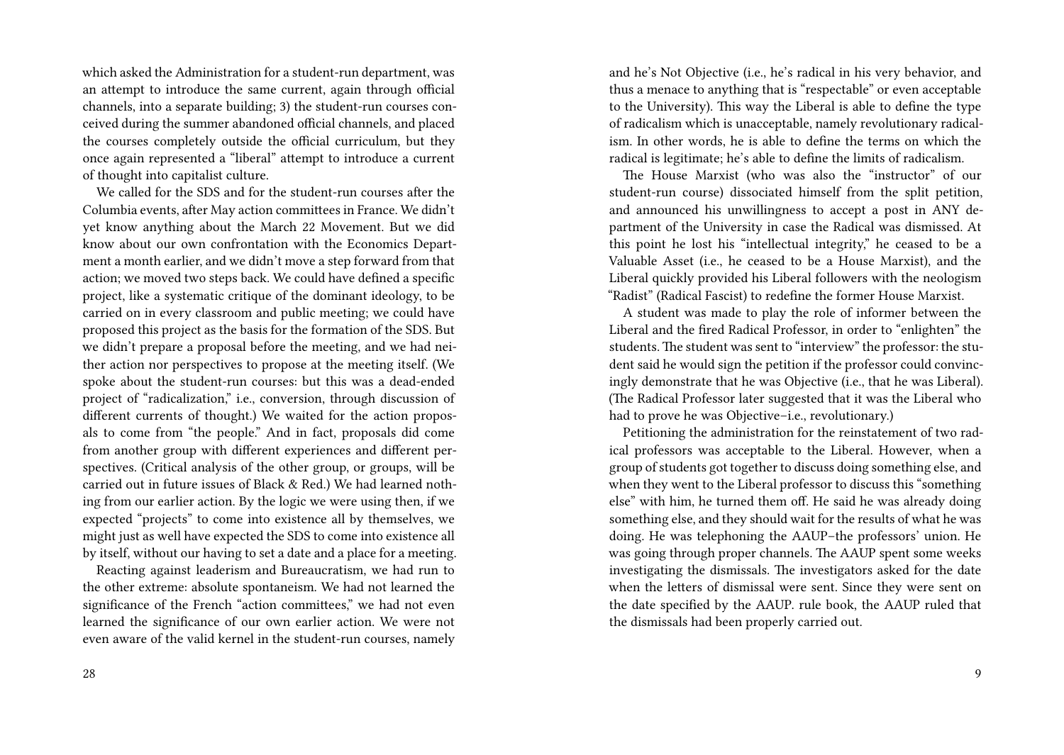which asked the Administration for a student-run department, was an attempt to introduce the same current, again through official channels, into a separate building; 3) the student-run courses conceived during the summer abandoned official channels, and placed the courses completely outside the official curriculum, but they once again represented a "liberal" attempt to introduce a current of thought into capitalist culture.

We called for the SDS and for the student-run courses after the Columbia events, after May action committees in France. We didn't yet know anything about the March 22 Movement. But we did know about our own confrontation with the Economics Department a month earlier, and we didn't move a step forward from that action; we moved two steps back. We could have defined a specific project, like a systematic critique of the dominant ideology, to be carried on in every classroom and public meeting; we could have proposed this project as the basis for the formation of the SDS. But we didn't prepare a proposal before the meeting, and we had neither action nor perspectives to propose at the meeting itself. (We spoke about the student-run courses: but this was a dead-ended project of "radicalization," i.e., conversion, through discussion of different currents of thought.) We waited for the action proposals to come from "the people." And in fact, proposals did come from another group with different experiences and different perspectives. (Critical analysis of the other group, or groups, will be carried out in future issues of Black & Red.) We had learned nothing from our earlier action. By the logic we were using then, if we expected "projects" to come into existence all by themselves, we might just as well have expected the SDS to come into existence all by itself, without our having to set a date and a place for a meeting.

Reacting against leaderism and Bureaucratism, we had run to the other extreme: absolute spontaneism. We had not learned the significance of the French "action committees," we had not even learned the significance of our own earlier action. We were not even aware of the valid kernel in the student-run courses, namely

and he's Not Objective (i.e., he's radical in his very behavior, and thus a menace to anything that is "respectable" or even acceptable to the University). This way the Liberal is able to define the type of radicalism which is unacceptable, namely revolutionary radicalism. In other words, he is able to define the terms on which the radical is legitimate; he's able to define the limits of radicalism.

The House Marxist (who was also the "instructor" of our student-run course) dissociated himself from the split petition, and announced his unwillingness to accept a post in ANY department of the University in case the Radical was dismissed. At this point he lost his "intellectual integrity," he ceased to be a Valuable Asset (i.e., he ceased to be a House Marxist), and the Liberal quickly provided his Liberal followers with the neologism "Radist" (Radical Fascist) to redefine the former House Marxist.

A student was made to play the role of informer between the Liberal and the fired Radical Professor, in order to "enlighten" the students. The student was sent to "interview" the professor: the student said he would sign the petition if the professor could convincingly demonstrate that he was Objective (i.e., that he was Liberal). (The Radical Professor later suggested that it was the Liberal who had to prove he was Objective–i.e., revolutionary.)

Petitioning the administration for the reinstatement of two radical professors was acceptable to the Liberal. However, when a group of students got together to discuss doing something else, and when they went to the Liberal professor to discuss this "something else" with him, he turned them off. He said he was already doing something else, and they should wait for the results of what he was doing. He was telephoning the AAUP–the professors' union. He was going through proper channels. The AAUP spent some weeks investigating the dismissals. The investigators asked for the date when the letters of dismissal were sent. Since they were sent on the date specified by the AAUP. rule book, the AAUP ruled that the dismissals had been properly carried out.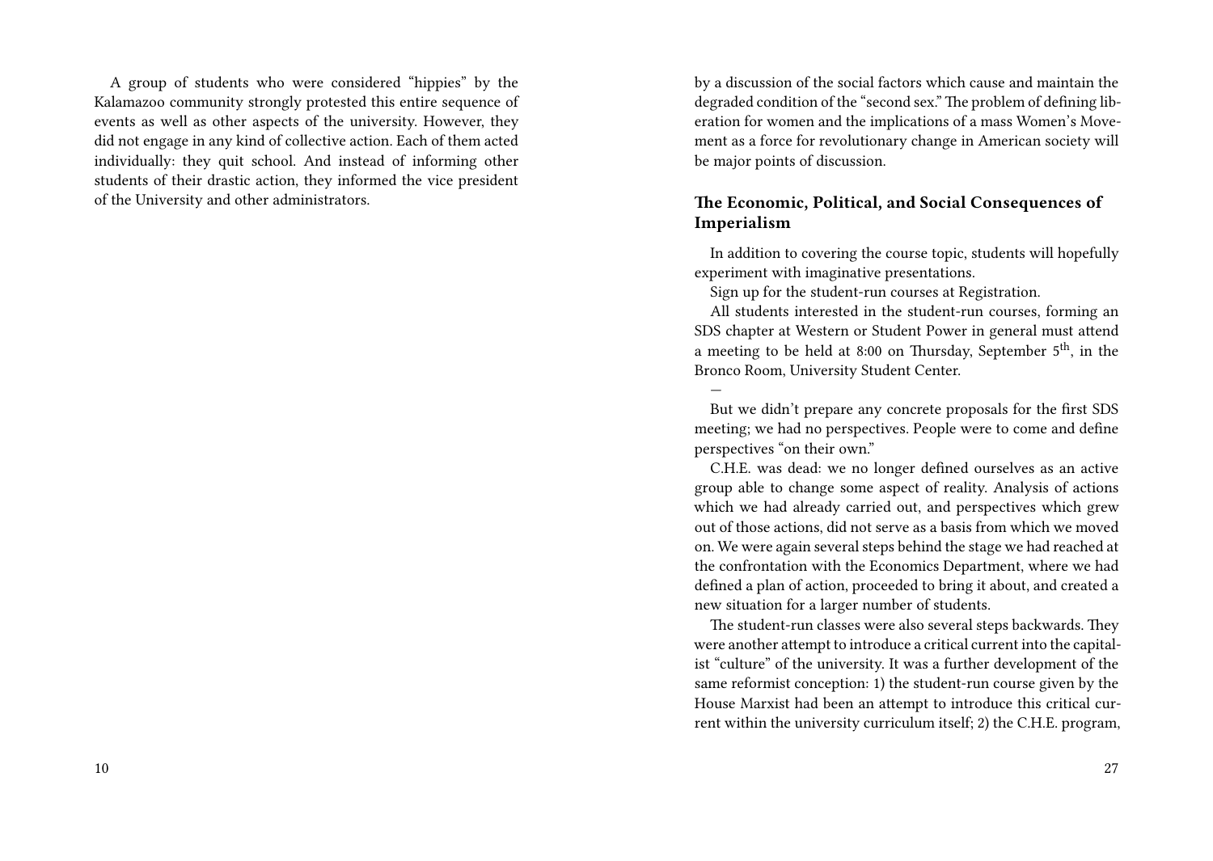A group of students who were considered "hippies" by the Kalamazoo community strongly protested this entire sequence of events as well as other aspects of the university. However, they did not engage in any kind of collective action. Each of them acted individually: they quit school. And instead of informing other students of their drastic action, they informed the vice president of the University and other administrators.

by a discussion of the social factors which cause and maintain the degraded condition of the "second sex." The problem of defining liberation for women and the implications of a mass Women's Movement as a force for revolutionary change in American society will be major points of discussion.

### The Economic, Political, and Social Consequences of Imperialism

In addition to covering the course topic, students will hopefully experiment with imaginative presentations.

Sign up for the student-run courses at Registration.

All students interested in the student-run courses, forming an SDS chapter at Western or Student Power in general must attend a meeting to be held at 8:00 on Thursday, September 5th, in the Bronco Room, University Student Center.

—

But we didn't prepare any concrete proposals for the first SDS meeting; we had no perspectives. People were to come and define perspectives "on their own."

C.H.E. was dead: we no longer defined ourselves as an active group able to change some aspect of reality. Analysis of actions which we had already carried out, and perspectives which grew out of those actions, did not serve as a basis from which we moved on. We were again several steps behind the stage we had reached at the confrontation with the Economics Department, where we had defined a plan of action, proceeded to bring it about, and created a new situation for a larger number of students.

The student-run classes were also several steps backwards. They were another attempt to introduce a critical current into the capitalist "culture" of the university. It was a further development of the same reformist conception: 1) the student-run course given by the House Marxist had been an attempt to introduce this critical current within the university curriculum itself; 2) the C.H.E. program,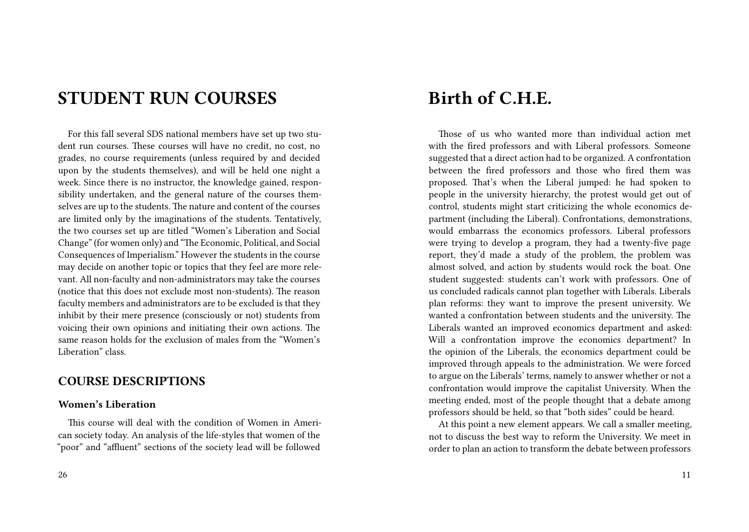# STUDENT RUN COURSES

For this fall several SDS national members have set up two student run courses. These courses will have no credit, no cost, no grades, no course requirements (unless required by and decided upon by the students themselves), and will be held one night a week. Since there is no instructor, the knowledge gained, responsibility undertaken, and the general nature of the courses themselves are up to the students. The nature and content of the courses are limited only by the imaginations of the students. Tentatively, the two courses set up are titled "Women's Liberation and Social Change" (for women only) and "The Economic, Political, and Social Consequences of Imperialism." However the students in the course may decide on another topic or topics that they feel are more relevant. All non-faculty and non-administrators may take the courses (notice that this does not exclude most non-students). The reason faculty members and administrators are to be excluded is that they inhibit by their mere presence (consciously or not) students from voicing their own opinions and initiating their own actions. The same reason holds for the exclusion of males from the "Women's Liberation" class.

## COURSE DESCRIPTIONS

### Women's Liberation

This course will deal with the condition of Women in American society today. An analysis of the life-styles that women of the "poor" and "affluent" sections of the society lead will be followed

# Birth of C.H.E.

Those of us who wanted more than individual action met with the fired professors and with Liberal professors. Someone suggested that a direct action had to be organized. A confrontation between the fired professors and those who fired them was proposed. That's when the Liberal jumped: he had spoken to people in the university hierarchy, the protest would get out of control, students might start criticizing the whole economics department (including the Liberal). Confrontations, demonstrations, would embarrass the economics professors. Liberal professors were trying to develop a program, they had a twenty-five page report, they'd made a study of the problem, the problem was almost solved, and action by students would rock the boat. One student suggested: students can't work with professors. One of us concluded radicals cannot plan together with Liberals. Liberals plan reforms: they want to improve the present university. We wanted a confrontation between students and the university. The Liberals wanted an improved economics department and asked: Will a confrontation improve the economics department? In the opinion of the Liberals, the economics department could be improved through appeals to the administration. We were forced to argue on the Liberals' terms, namely to answer whether or not a confrontation would improve the capitalist University. When the meeting ended, most of the people thought that a debate among professors should be held, so that "both sides" could be heard.

At this point a new element appears. We call a smaller meeting, not to discuss the best way to reform the University. We meet in order to plan an action to transform the debate between professors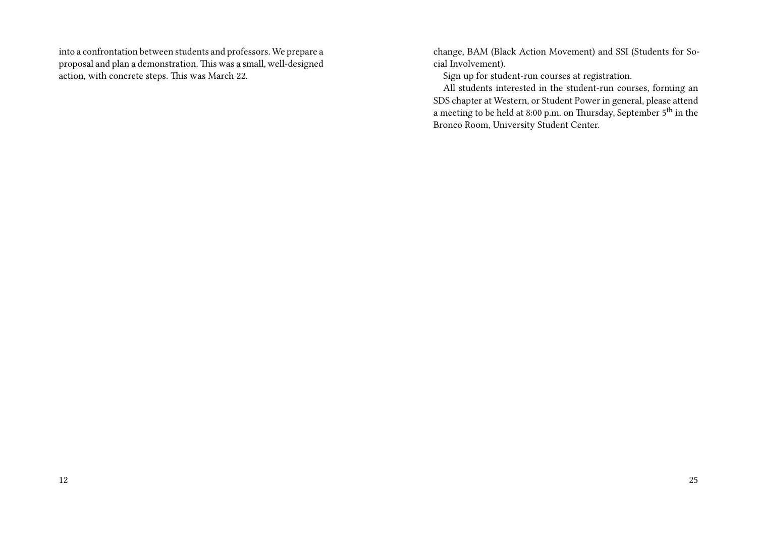into a confrontation between students and professors. We prepare a proposal and plan a demonstration. This was a small, well-designed action, with concrete steps. This was March 22.

change, BAM (Black Action Movement) and SSI (Students for Social Involvement).

Sign up for student-run courses at registration.

All students interested in the student-run courses, forming an SDS chapter at Western, or Student Power in general, please attend a meeting to be held at 8:00 p.m. on Thursday, September 5th in the Bronco Room, University Student Center.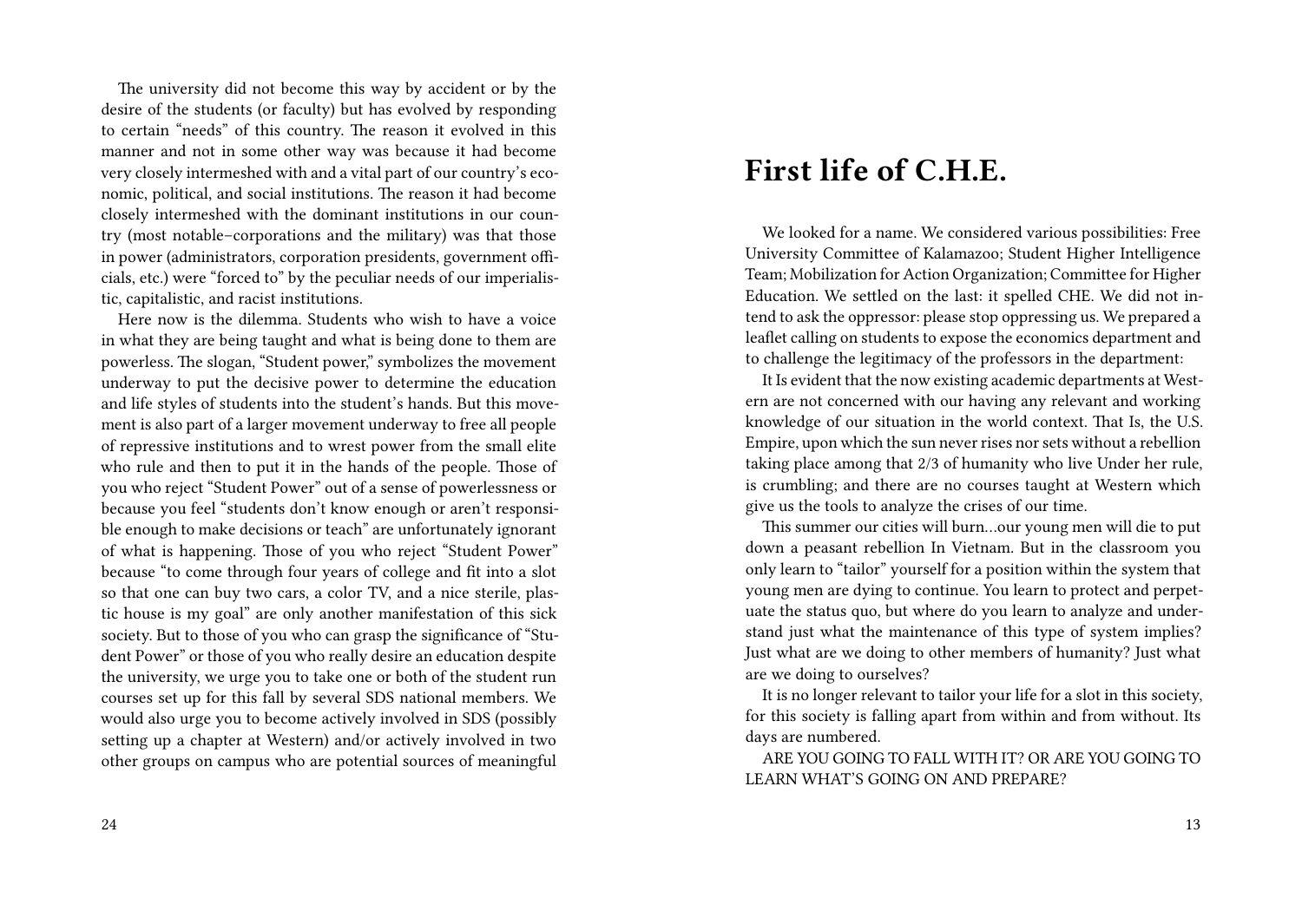The university did not become this way by accident or by the desire of the students (or faculty) but has evolved by responding to certain "needs" of this country. The reason it evolved in this manner and not in some other way was because it had become very closely intermeshed with and a vital part of our country's economic, political, and social institutions. The reason it had become closely intermeshed with the dominant institutions in our country (most notable–corporations and the military) was that those in power (administrators, corporation presidents, government officials, etc.) were "forced to" by the peculiar needs of our imperialistic, capitalistic, and racist institutions.

Here now is the dilemma. Students who wish to have a voice in what they are being taught and what is being done to them are powerless. The slogan, "Student power," symbolizes the movement underway to put the decisive power to determine the education and life styles of students into the student's hands. But this movement is also part of a larger movement underway to free all people of repressive institutions and to wrest power from the small elite who rule and then to put it in the hands of the people. Those of you who reject "Student Power" out of a sense of powerlessness or because you feel "students don't know enough or aren't responsible enough to make decisions or teach" are unfortunately ignorant of what is happening. Those of you who reject "Student Power" because "to come through four years of college and fit into a slot so that one can buy two cars, a color TV, and a nice sterile, plastic house is my goal" are only another manifestation of this sick society. But to those of you who can grasp the significance of "Student Power" or those of you who really desire an education despite the university, we urge you to take one or both of the student run courses set up for this fall by several SDS national members. We would also urge you to become actively involved in SDS (possibly setting up a chapter at Western) and/or actively involved in two other groups on campus who are potential sources of meaningful

# First life of C.H.E.

We looked for a name. We considered various possibilities: Free University Committee of Kalamazoo; Student Higher Intelligence Team; Mobilization for Action Organization; Committee for Higher Education. We settled on the last: it spelled CHE. We did not intend to ask the oppressor: please stop oppressing us. We prepared a leaflet calling on students to expose the economics department and to challenge the legitimacy of the professors in the department:

It Is evident that the now existing academic departments at Western are not concerned with our having any relevant and working knowledge of our situation in the world context. That Is, the U.S. Empire, upon which the sun never rises nor sets without a rebellion taking place among that 2/3 of humanity who live Under her rule, is crumbling; and there are no courses taught at Western which give us the tools to analyze the crises of our time.

This summer our cities will burn…our young men will die to put down a peasant rebellion In Vietnam. But in the classroom you only learn to "tailor" yourself for a position within the system that young men are dying to continue. You learn to protect and perpetuate the status quo, but where do you learn to analyze and understand just what the maintenance of this type of system implies? Just what are we doing to other members of humanity? Just what are we doing to ourselves?

It is no longer relevant to tailor your life for a slot in this society, for this society is falling apart from within and from without. Its days are numbered.

ARE YOU GOING TO FALL WITH IT? OR ARE YOU GOING TO LEARN WHAT'S GOING ON AND PREPARE?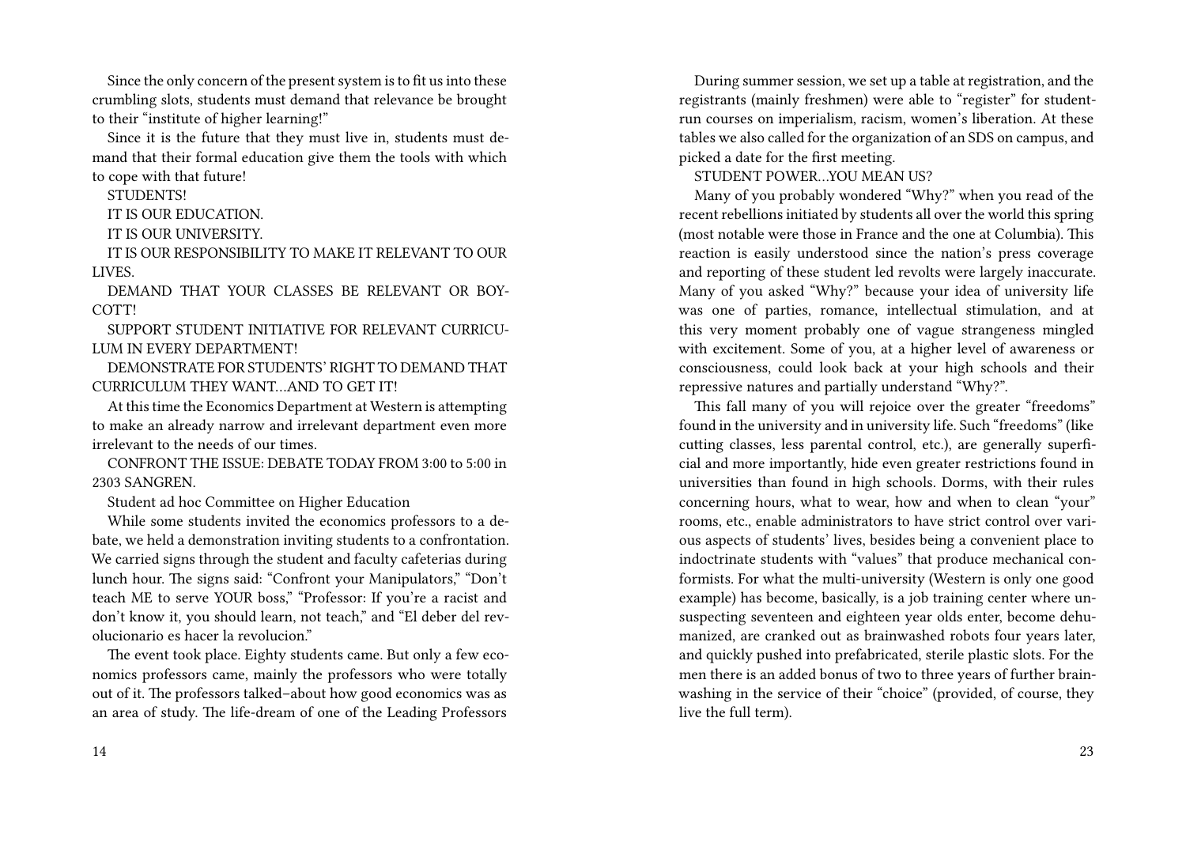Since the only concern of the present system is to fit us into these crumbling slots, students must demand that relevance be brought to their "institute of higher learning!"

Since it is the future that they must live in, students must demand that their formal education give them the tools with which to cope with that future!

STUDENTS!

IT IS OUR EDUCATION.

IT IS OUR UNIVERSITY.

IT IS OUR RESPONSIBILITY TO MAKE IT RELEVANT TO OUR LIVES.

DEMAND THAT YOUR CLASSES BE RELEVANT OR BOYCOTT!

SUPPORT STUDENT INITIATIVE FOR RELEVANT CURRICULUM IN EVERY DEPARTMENT!

DEMONSTRATE FOR STUDENTS' RIGHT TO DEMAND THAT CURRICULUM THEY WANT…AND TO GET IT!

At this time the Economics Department at Western is attempting to make an already narrow and irrelevant department even more irrelevant to the needs of our times.

CONFRONT THE ISSUE: DEBATE TODAY FROM 3:00 to 5:00 in 2303 SANGREN.

Student ad hoc Committee on Higher Education

While some students invited the economics professors to a debate, we held a demonstration inviting students to a confrontation. We carried signs through the student and faculty cafeterias during lunch hour. The signs said: "Confront your Manipulators," "Don't teach ME to serve YOUR boss," "Professor: If you're a racist and don't know it, you should learn, not teach," and "El deber del revolucionario es hacer la revolucion."

The event took place. Eighty students came. But only a few economics professors came, mainly the professors who were totally out of it. The professors talked–about how good economics was as an area of study. The life-dream of one of the Leading Professors

During summer session, we set up a table at registration, and the registrants (mainly freshmen) were able to "register" for student-run courses on imperialism, racism, women's liberation. At these tables we also called for the organization of an SDS on campus, and picked a date for the first meeting.

STUDENT POWER…YOU MEAN US?

Many of you probably wondered "Why?" when you read of the recent rebellions initiated by students all over the world this spring (most notable were those in France and the one at Columbia). This reaction is easily understood since the nation's press coverage and reporting of these student led revolts were largely inaccurate. Many of you asked "Why?" because your idea of university life was one of parties, romance, intellectual stimulation, and at this very moment probably one of vague strangeness mingled with excitement. Some of you, at a higher level of awareness or consciousness, could look back at your high schools and their repressive natures and partially understand "Why?".

This fall many of you will rejoice over the greater "freedoms" found in the university and in university life. Such "freedoms" (like cutting classes, less parental control, etc.), are generally superficial and more importantly, hide even greater restrictions found in universities than found in high schools. Dorms, with their rules concerning hours, what to wear, how and when to clean "your" rooms, etc., enable administrators to have strict control over various aspects of students' lives, besides being a convenient place to indoctrinate students with "values" that produce mechanical conformists. For what the multi-university (Western is only one good example) has become, basically, is a job training center where unsuspecting seventeen and eighteen year olds enter, become dehumanized, are cranked out as brainwashed robots four years later, and quickly pushed into prefabricated, sterile plastic slots. For the men there is an added bonus of two to three years of further brainwashing in the service of their "choice" (provided, of course, they live the full term).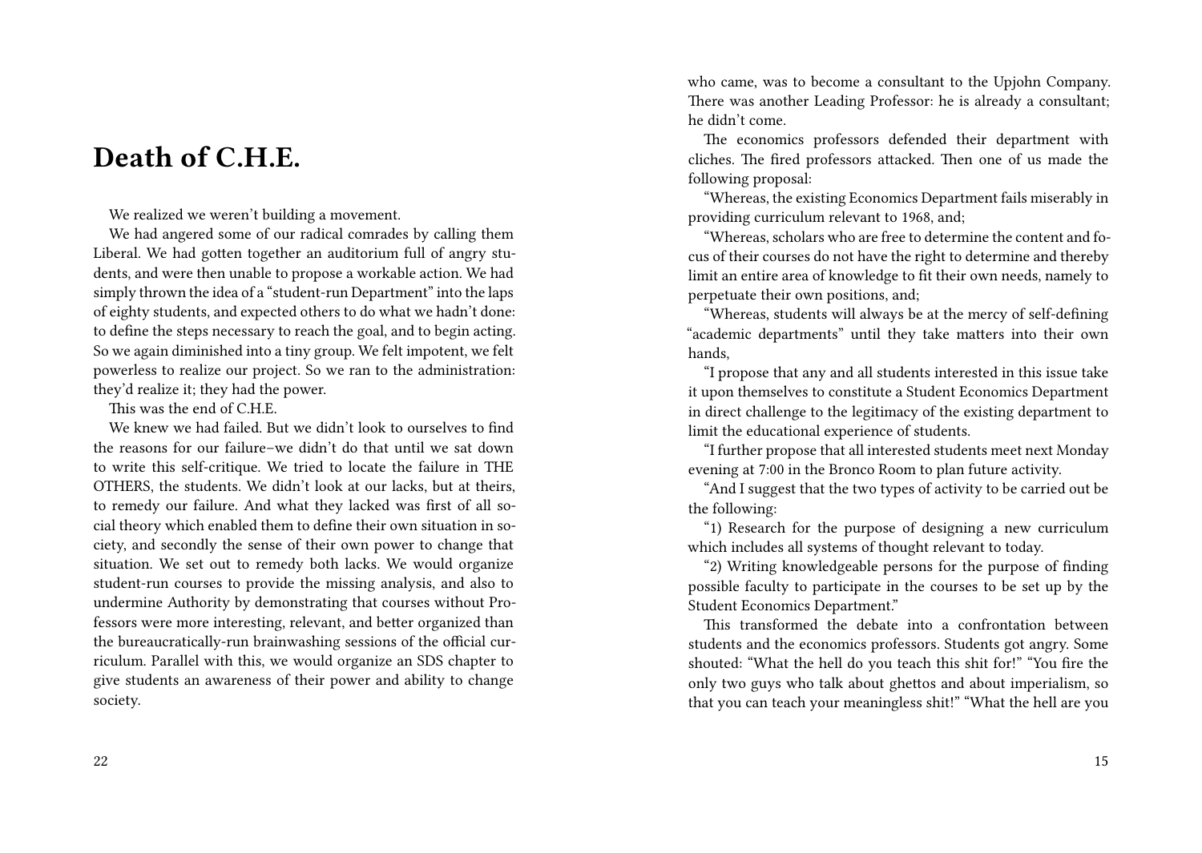# Death of C.H.E.

We realized we weren't building a movement.

We had angered some of our radical comrades by calling them Liberal. We had gotten together an auditorium full of angry students, and were then unable to propose a workable action. We had simply thrown the idea of a "student-run Department" into the laps of eighty students, and expected others to do what we hadn't done: to define the steps necessary to reach the goal, and to begin acting. So we again diminished into a tiny group. We felt impotent, we felt powerless to realize our project. So we ran to the administration: they'd realize it; they had the power.

This was the end of C.H.E.

We knew we had failed. But we didn't look to ourselves to find the reasons for our failure–we didn't do that until we sat down to write this self-critique. We tried to locate the failure in THE OTHERS, the students. We didn't look at our lacks, but at theirs, to remedy our failure. And what they lacked was first of all social theory which enabled them to define their own situation in society, and secondly the sense of their own power to change that situation. We set out to remedy both lacks. We would organize student-run courses to provide the missing analysis, and also to undermine Authority by demonstrating that courses without Professors were more interesting, relevant, and better organized than the bureaucratically-run brainwashing sessions of the official curriculum. Parallel with this, we would organize an SDS chapter to give students an awareness of their power and ability to change society.

who came, was to become a consultant to the Upjohn Company. There was another Leading Professor: he is already a consultant; he didn't come.

The economics professors defended their department with cliches. The fired professors attacked. Then one of us made the following proposal:

"Whereas, the existing Economics Department fails miserably in providing curriculum relevant to 1968, and;

"Whereas, scholars who are free to determine the content and focus of their courses do not have the right to determine and thereby limit an entire area of knowledge to fit their own needs, namely to perpetuate their own positions, and;

"Whereas, students will always be at the mercy of self-defining "academic departments" until they take matters into their own hands,

"I propose that any and all students interested in this issue take it upon themselves to constitute a Student Economics Department in direct challenge to the legitimacy of the existing department to limit the educational experience of students.

"I further propose that all interested students meet next Monday evening at 7:00 in the Bronco Room to plan future activity.

"And I suggest that the two types of activity to be carried out be the following:

"1) Research for the purpose of designing a new curriculum which includes all systems of thought relevant to today.

"2) Writing knowledgeable persons for the purpose of finding possible faculty to participate in the courses to be set up by the Student Economics Department."

This transformed the debate into a confrontation between students and the economics professors. Students got angry. Some shouted: "What the hell do you teach this shit for!" "You fire the only two guys who talk about ghettos and about imperialism, so that you can teach your meaningless shit!" "What the hell are you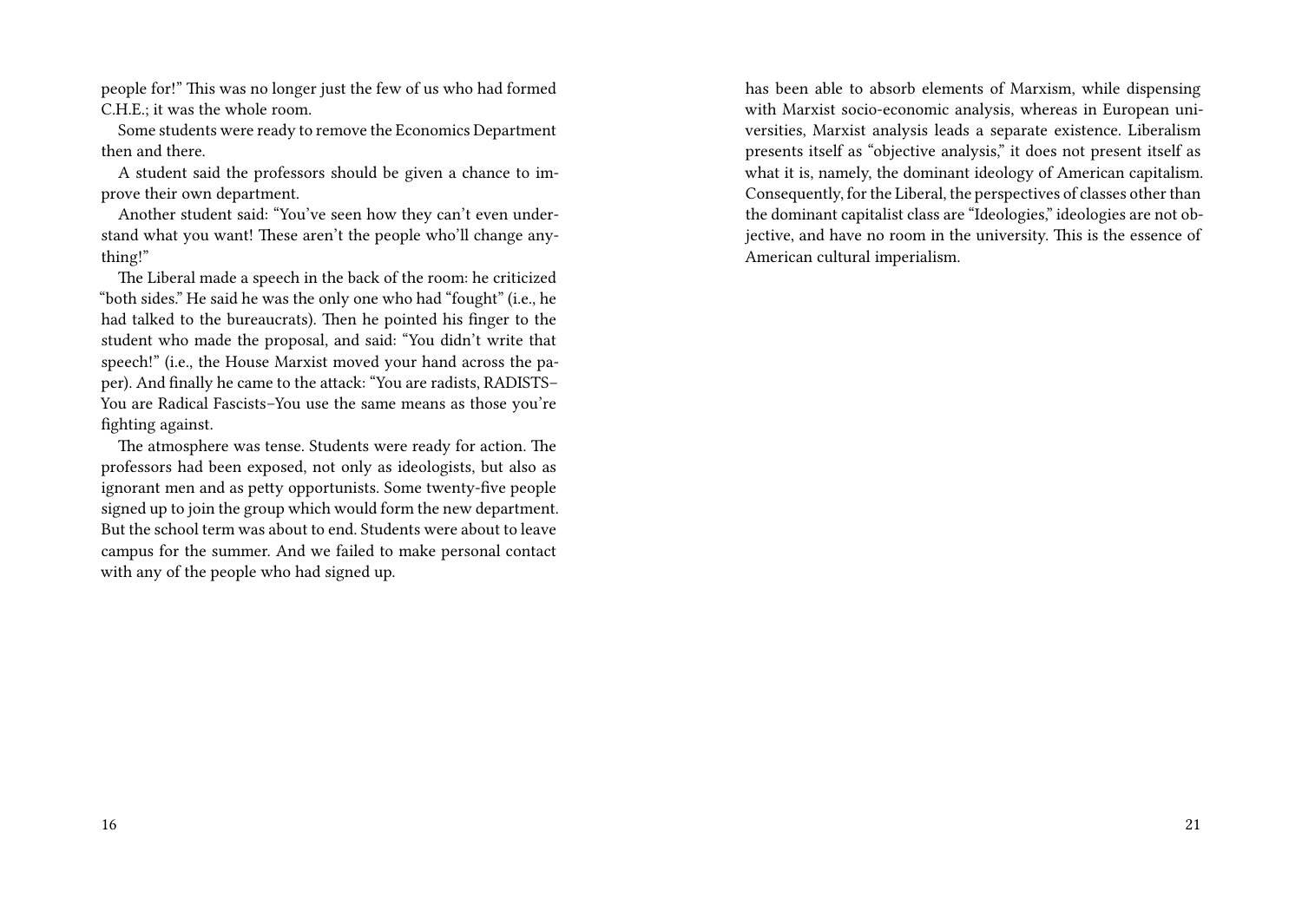people for!" This was no longer just the few of us who had formed C.H.E.; it was the whole room.

Some students were ready to remove the Economics Department then and there.

A student said the professors should be given a chance to improve their own department.

Another student said: "You've seen how they can't even understand what you want! These aren't the people who'll change anything!"

The Liberal made a speech in the back of the room: he criticized "both sides." He said he was the only one who had "fought" (i.e., he had talked to the bureaucrats). Then he pointed his finger to the student who made the proposal, and said: "You didn't write that speech!" (i.e., the House Marxist moved your hand across the paper). And finally he came to the attack: "You are radists, RADISTS– You are Radical Fascists–You use the same means as those you're fighting against.

The atmosphere was tense. Students were ready for action. The professors had been exposed, not only as ideologists, but also as ignorant men and as petty opportunists. Some twenty-five people signed up to join the group which would form the new department. But the school term was about to end. Students were about to leave campus for the summer. And we failed to make personal contact with any of the people who had signed up.

has been able to absorb elements of Marxism, while dispensing with Marxist socio-economic analysis, whereas in European universities, Marxist analysis leads a separate existence. Liberalism presents itself as "objective analysis," it does not present itself as what it is, namely, the dominant ideology of American capitalism. Consequently, for the Liberal, the perspectives of classes other than the dominant capitalist class are "Ideologies," ideologies are not objective, and have no room in the university. This is the essence of American cultural imperialism.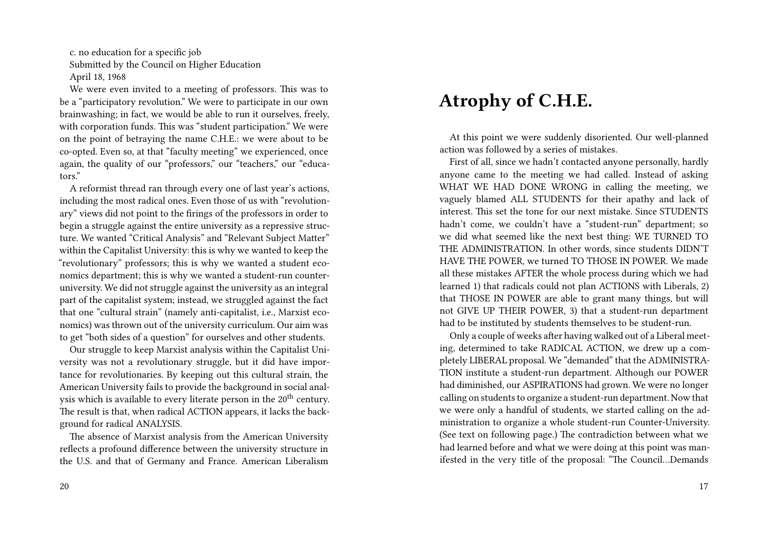c. no education for a specific job

Submitted by the Council on Higher Education

April 18, 1968

We were even invited to a meeting of professors. This was to be a "participatory revolution." We were to participate in our own brainwashing; in fact, we would be able to run it ourselves, freely, with corporation funds. This was "student participation." We were on the point of betraying the name C.H.E.: we were about to be co-opted. Even so, at that "faculty meeting" we experienced, once again, the quality of our "professors," our "teachers," our "educators."

A reformist thread ran through every one of last year's actions, including the most radical ones. Even those of us with "revolutionary" views did not point to the firings of the professors in order to begin a struggle against the entire university as a repressive structure. We wanted "Critical Analysis" and "Relevant Subject Matter" within the Capitalist University: this is why we wanted to keep the "revolutionary" professors; this is why we wanted a student economics department; this is why we wanted a student-run counter-university. We did not struggle against the university as an integral part of the capitalist system; instead, we struggled against the fact that one "cultural strain" (namely anti-capitalist, i.e., Marxist economics) was thrown out of the university curriculum. Our aim was to get "both sides of a question" for ourselves and other students.

Our struggle to keep Marxist analysis within the Capitalist University was not a revolutionary struggle, but it did have importance for revolutionaries. By keeping out this cultural strain, the American University fails to provide the background in social analysis which is available to every literate person in the 20th century. The result is that, when radical ACTION appears, it lacks the background for radical ANALYSIS.

The absence of Marxist analysis from the American University reflects a profound difference between the university structure in the U.S. and that of Germany and France. American Liberalism

# Atrophy of C.H.E.

At this point we were suddenly disoriented. Our well-planned action was followed by a series of mistakes.

First of all, since we hadn't contacted anyone personally, hardly anyone came to the meeting we had called. Instead of asking WHAT WE HAD DONE WRONG in calling the meeting, we vaguely blamed ALL STUDENTS for their apathy and lack of interest. This set the tone for our next mistake. Since STUDENTS hadn't come, we couldn't have a "student-run" department; so we did what seemed like the next best thing: WE TURNED TO THE ADMINISTRATION. In other words, since students DIDN'T HAVE THE POWER, we turned TO THOSE IN POWER. We made all these mistakes AFTER the whole process during which we had learned 1) that radicals could not plan ACTIONS with Liberals, 2) that THOSE IN POWER are able to grant many things, but will not GIVE UP THEIR POWER, 3) that a student-run department had to be instituted by students themselves to be student-run.

Only a couple of weeks after having walked out of a Liberal meeting, determined to take RADICAL ACTION, we drew up a completely LIBERAL proposal. We "demanded" that the ADMINISTRATION institute a student-run department. Although our POWER had diminished, our ASPIRATIONS had grown. We were no longer calling on students to organize a student-run department. Now that we were only a handful of students, we started calling on the administration to organize a whole student-run Counter-University. (See text on following page.) The contradiction between what we had learned before and what we were doing at this point was manifested in the very title of the proposal: "The Council…Demands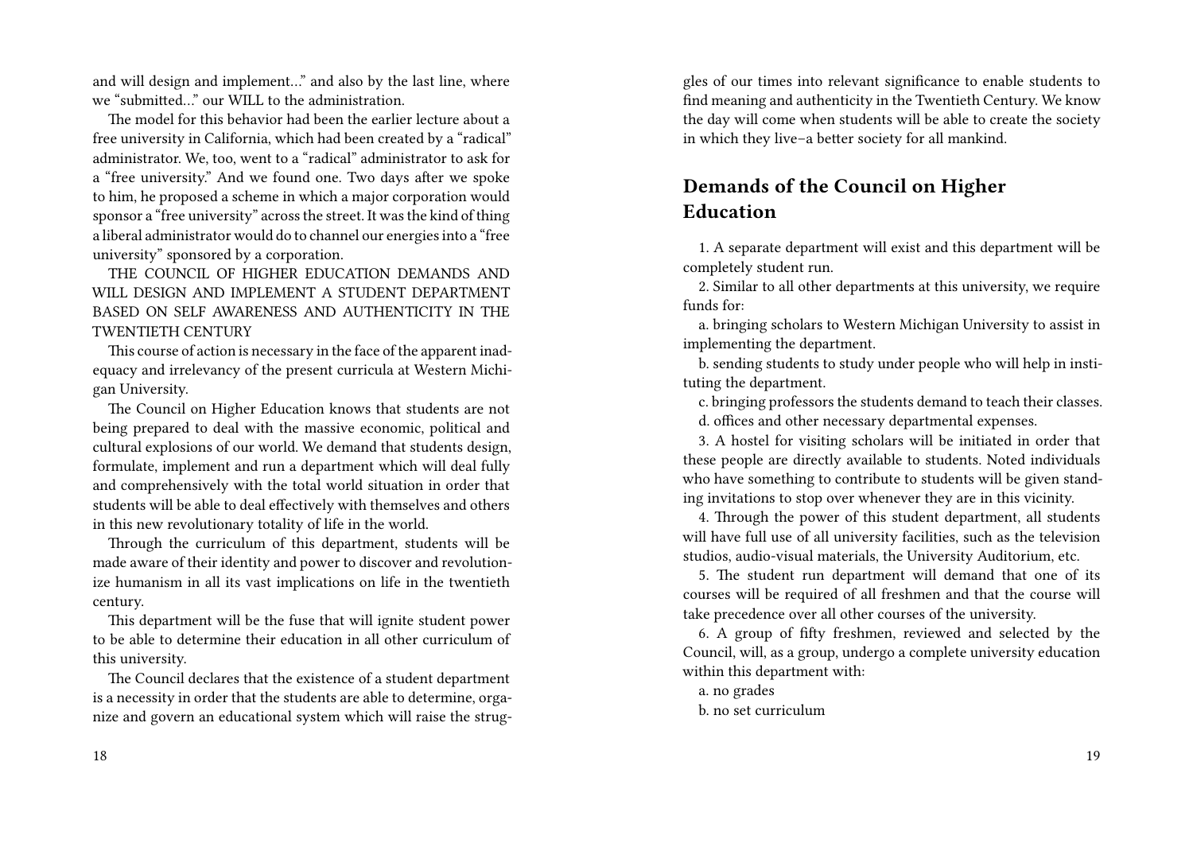and will design and implement…" and also by the last line, where we "submitted…" our WILL to the administration.

The model for this behavior had been the earlier lecture about a free university in California, which had been created by a "radical" administrator. We, too, went to a "radical" administrator to ask for a "free university." And we found one. Two days after we spoke to him, he proposed a scheme in which a major corporation would sponsor a "free university" across the street. It was the kind of thing a liberal administrator would do to channel our energies into a "free university" sponsored by a corporation.

THE COUNCIL OF HIGHER EDUCATION DEMANDS AND WILL DESIGN AND IMPLEMENT A STUDENT DEPARTMENT BASED ON SELF AWARENESS AND AUTHENTICITY IN THE TWENTIETH CENTURY

This course of action is necessary in the face of the apparent inadequacy and irrelevancy of the present curricula at Western Michigan University.

The Council on Higher Education knows that students are not being prepared to deal with the massive economic, political and cultural explosions of our world. We demand that students design, formulate, implement and run a department which will deal fully and comprehensively with the total world situation in order that students will be able to deal effectively with themselves and others in this new revolutionary totality of life in the world.

Through the curriculum of this department, students will be made aware of their identity and power to discover and revolutionize humanism in all its vast implications on life in the twentieth century.

This department will be the fuse that will ignite student power to be able to determine their education in all other curriculum of this university.

The Council declares that the existence of a student department is a necessity in order that the students are able to determine, organize and govern an educational system which will raise the struggles of our times into relevant significance to enable students to find meaning and authenticity in the Twentieth Century. We know the day will come when students will be able to create the society in which they live–a better society for all mankind.

## Demands of the Council on Higher Education

1. A separate department will exist and this department will be completely student run.

2. Similar to all other departments at this university, we require funds for:

a. bringing scholars to Western Michigan University to assist in implementing the department.

b. sending students to study under people who will help in instituting the department.

c. bringing professors the students demand to teach their classes.

d. offices and other necessary departmental expenses.

3. A hostel for visiting scholars will be initiated in order that these people are directly available to students. Noted individuals who have something to contribute to students will be given standing invitations to stop over whenever they are in this vicinity.

4. Through the power of this student department, all students will have full use of all university facilities, such as the television studios, audio-visual materials, the University Auditorium, etc.

5. The student run department will demand that one of its courses will be required of all freshmen and that the course will take precedence over all other courses of the university.

6. A group of fifty freshmen, reviewed and selected by the Council, will, as a group, undergo a complete university education within this department with:

a. no grades

b. no set curriculum